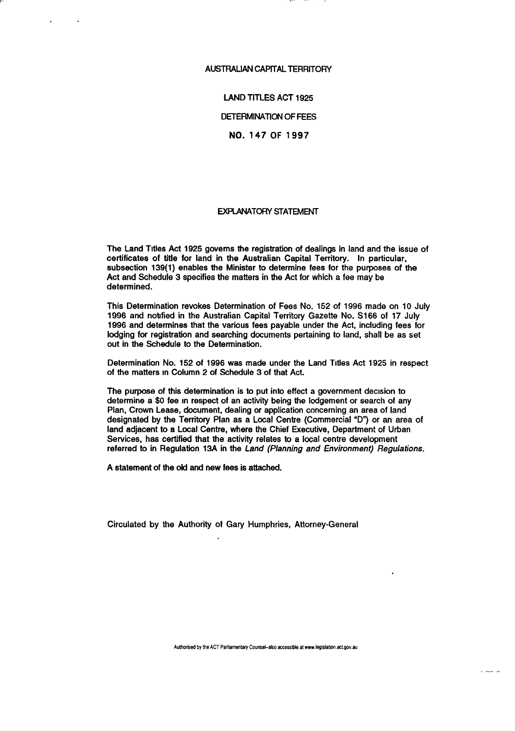# AUSTRALIAN CAPITAL TERRITORY

## LAND TITLES ACT 1925

## DETERMINATION OF FEES

## NO. 147 OF 1997

### EXPLANATORY STATEMENT

The Land Titles Act 1925 governs the registration of dealings in land and the issue of certificates of title for land in the Australian Capital Territory. In particular, subsection 139(1) enables the Minister to determine fees for the purposes of the Act and Schedule 3 specifies the matters in the Act for which a fee may be determined.

This Determination revokes Determination of Fees No. 152 of 1996 made on 10 July 1996 and notified in the Australian Capital Territory Gazette No. S166 of 17 July 1996 and determines that the various fees payable under the Act, including fees for lodging for registration and searching documents pertaining to land, shall be as set out in the Schedule to the Determination.

Determination No. 152 of 1996 was made under the Land Titles Act 1925 in respect of the matters in Column 2 of Schedule 3 of that Act.

The purpose of this determination is to put into effect a government decision to determine a $0 fee in respect of an activity being the lodgement or search of any Plan, Crown Lease, document, dealing or application concerning an area of land designated by the Territory Plan as a Local Centre (Commercial "D") or an area of land adjacent to a Local Centre, where the Chief Executive, Department of Urban Services, has certified that the activity relates to a local centre development referred to in Regulation 13A in the *Land (Planning and Environment) Regulations.*

A statement of the old and new fees is attached.

Circulated by the Authority of Gary Humphries, Attorney-General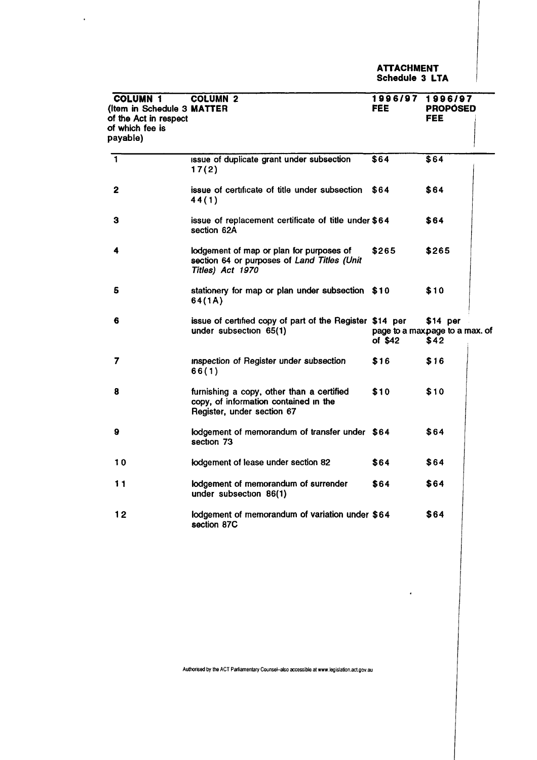**ATTACHMENT**
**Schedule 3 LTA**

| COLUMN 1 (Item in Schedule 3 of the Act in respect of which fee is payable) | COLUMN 2 MATTER | 1996/97 FEE | 1996/97 PROPOSED FEE |
|---|---|---|---|
| 1 | issue of duplicate grant under subsection 17(2) | $64 | $64 |
| 2 | issue of certificate of title under subsection 44(1) | $64 | $64 |
| 3 | issue of replacement certificate of title under section 62A | $64 | $64 |
| 4 | lodgement of map or plan for purposes of section 64 or purposes of *Land Titles (Unit Titles) Act 1970* | $265 | $265 |
| 5 | stationery for map or plan under subsection 64(1A) | $10 | $10 |
| 6 | issue of certified copy of part of the Register under subsection 65(1) | $14 per page to a max. of $42 | $14 per page to a max. of $42 |
| 7 | inspection of Register under subsection 66(1) | $16 | $16 |
| 8 | furnishing a copy, other than a certified copy, of information contained in the Register, under section 67 | $10 | $10 |
| 9 | lodgement of memorandum of transfer under section 73 | $64 | $64 |
| 10 | lodgement of lease under section 82 | $64 | $64 |
| 11 | lodgement of memorandum of surrender under subsection 86(1) | $64 | $64 |
| 12 | lodgement of memorandum of variation under section 87C | $64 | $64 |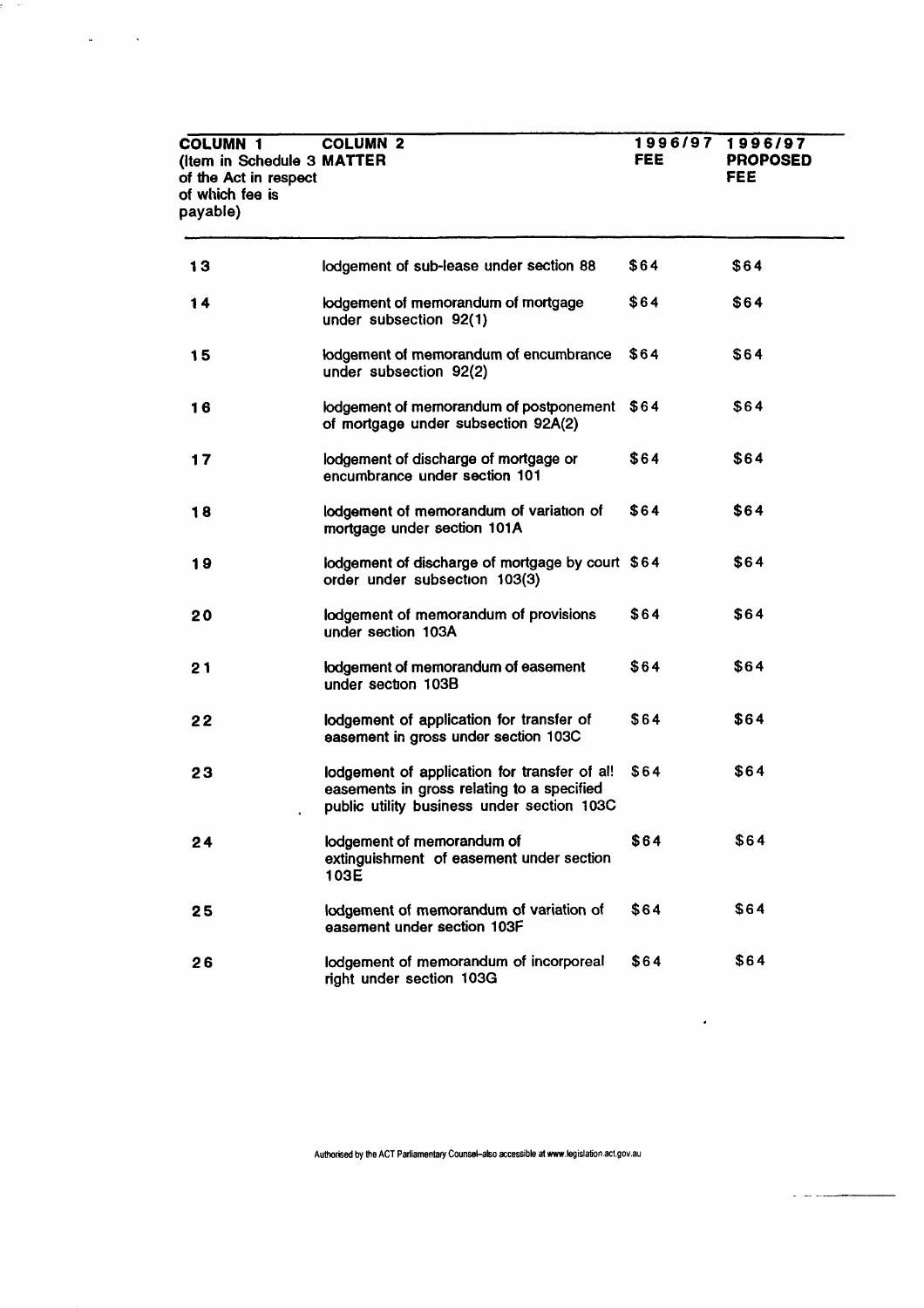| COLUMN 1 (Item in Schedule 3 of the Act in respect of which fee is payable) | COLUMN 2 MATTER | 1996/97 FEE | 1996/97 PROPOSED FEE |
|---|---|---|---|
| 13 | lodgement of sub-lease under section 88 | $64 | $64 |
| 14 | lodgement of memorandum of mortgage under subsection 92(1) | $64 | $64 |
| 15 | lodgement of memorandum of encumbrance under subsection 92(2) | $64 | $64 |
| 16 | lodgement of memorandum of postponement of mortgage under subsection 92A(2) | $64 | $64 |
| 17 | lodgement of discharge of mortgage or encumbrance under section 101 | $64 | $64 |
| 18 | lodgement of memorandum of variation of mortgage under section 101A | $64 | $64 |
| 19 | lodgement of discharge of mortgage by court order under subsection 103(3) | $64 | $64 |
| 20 | lodgement of memorandum of provisions under section 103A | $64 | $64 |
| 21 | lodgement of memorandum of easement under section 103B | $64 | $64 |
| 22 | lodgement of application for transfer of easement in gross under section 103C | $64 | $64 |
| 23 | lodgement of application for transfer of all easements in gross relating to a specified public utility business under section 103C | $64 | $64 |
| 24 | lodgement of memorandum of extinguishment of easement under section 103E | $64 | $64 |
| 25 | lodgement of memorandum of variation of easement under section 103F | $64 | $64 |
| 26 | lodgement of memorandum of incorporeal right under section 103G | $64 | $64 |

Authorised by the ACT Parliamentary Counsel–also accessible at www.legislation.act.gov.au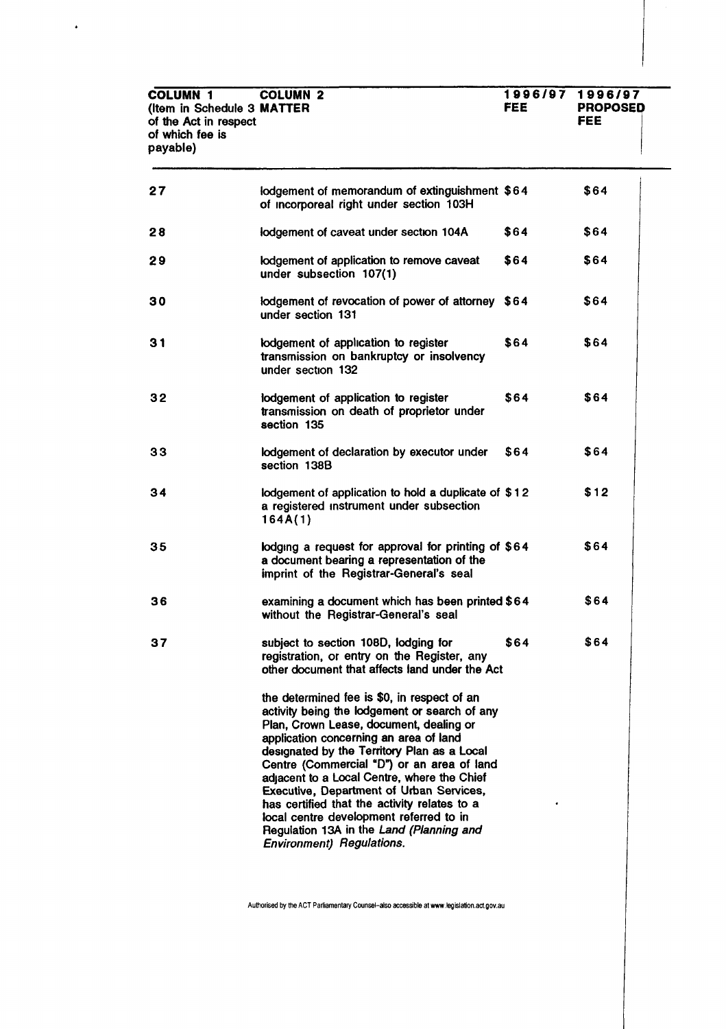| COLUMN 1 (Item in Schedule 3 of the Act in respect of which fee is payable) | COLUMN 2 MATTER | 1996/97 FEE | 1996/97 PROPOSED FEE |
|---|---|---|---|
| 27 | lodgement of memorandum of extinguishment of incorporeal right under section 103H | $64 | $64 |
| 28 | lodgement of caveat under section 104A | $64 | $64 |
| 29 | lodgement of application to remove caveat under subsection 107(1) | $64 | $64 |
| 30 | lodgement of revocation of power of attorney under section 131 | $64 | $64 |
| 31 | lodgement of application to register transmission on bankruptcy or insolvency under section 132 | $64 | $64 |
| 32 | lodgement of application to register transmission on death of proprietor under section 135 | $64 | $64 |
| 33 | lodgement of declaration by executor under section 138B | $64 | $64 |
| 34 | lodgement of application to hold a duplicate of a registered instrument under subsection 164A(1) | $12 | $12 |
| 35 | lodging a request for approval for printing of a document bearing a representation of the imprint of the Registrar-General's seal | $64 | $64 |
| 36 | examining a document which has been printed without the Registrar-General's seal | $64 | $64 |
| 37 | subject to section 108D, lodging for registration, or entry on the Register, any other document that affects land under the Act | $64 | $64 |

the determined fee is $0, in respect of an activity being the lodgement or search of any Plan, Crown Lease, document, dealing or application concerning an area of land designated by the Territory Plan as a Local Centre (Commercial "D") or an area of land adjacent to a Local Centre, where the Chief Executive, Department of Urban Services, has certified that the activity relates to a local centre development referred to in Regulation 13A in the *Land (Planning and Environment) Regulations*.

Authorised by the ACT Parliamentary Counsel–also accessible at www.legislation.act.gov.au